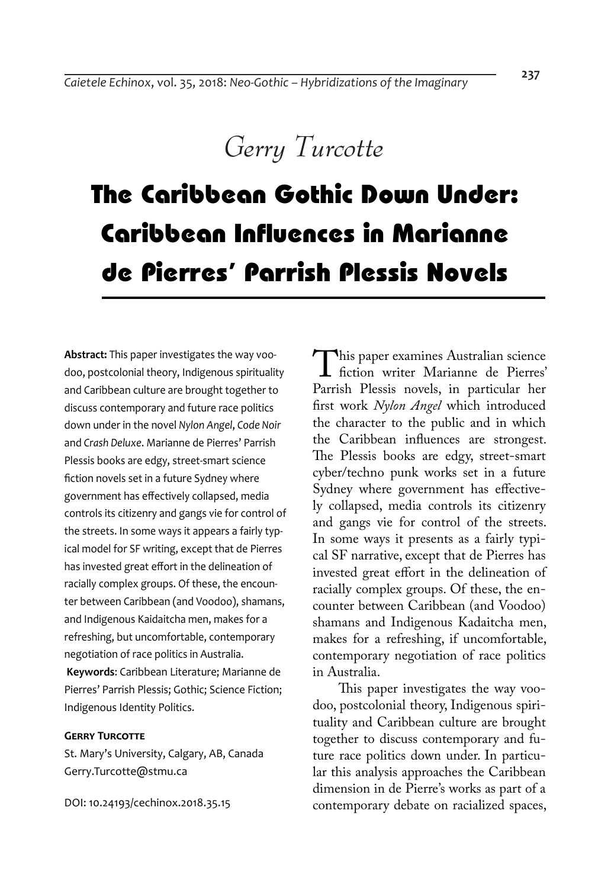Gerry Turcotte

# The Caribbean Gothic Down Under: Caribbean Influences in Marianne de Pierres' Parrish Plessis Novels

**Abstract:** This paper investigates the way voodoo, postcolonial theory, Indigenous spirituality and Caribbean culture are brought together to discuss contemporary and future race politics down under in the novel *Nylon Angel*, *Code Noir* and *Crash Deluxe*. Marianne de Pierres' Parrish Plessis books are edgy, street-smart science fiction novels set in a future Sydney where government has effectively collapsed, media controls its citizenry and gangs vie for control of the streets. In some ways it appears a fairly typical model for SF writing, except that de Pierres has invested great effort in the delineation of racially complex groups. Of these, the encounter between Caribbean (and Voodoo), shamans, and Indigenous Kaidaitcha men, makes for a refreshing, but uncomfortable, contemporary negotiation of race politics in Australia.

**Keywords**: Caribbean Literature; Marianne de Pierres' Parrish Plessis; Gothic; Science Fiction; Indigenous Identity Politics.

**Gerry Turcotte**
St. Mary's University, Calgary, AB, Canada
Gerry.Turcotte@stmu.ca

DOI: 10.24193/cechinox.2018.35.15

This paper examines Australian science fiction writer Marianne de Pierres' Parrish Plessis novels, in particular her first work *Nylon Angel* which introduced the character to the public and in which the Caribbean influences are strongest. The Plessis books are edgy, street-smart cyber/techno punk works set in a future Sydney where government has effectively collapsed, media controls its citizenry and gangs vie for control of the streets. In some ways it presents as a fairly typical SF narrative, except that de Pierres has invested great effort in the delineation of racially complex groups. Of these, the encounter between Caribbean (and Voodoo) shamans and Indigenous Kadaitcha men, makes for a refreshing, if uncomfortable, contemporary negotiation of race politics in Australia.

This paper investigates the way voodoo, postcolonial theory, Indigenous spirituality and Caribbean culture are brought together to discuss contemporary and future race politics down under. In particular this analysis approaches the Caribbean dimension in de Pierre's works as part of a contemporary debate on racialized spaces,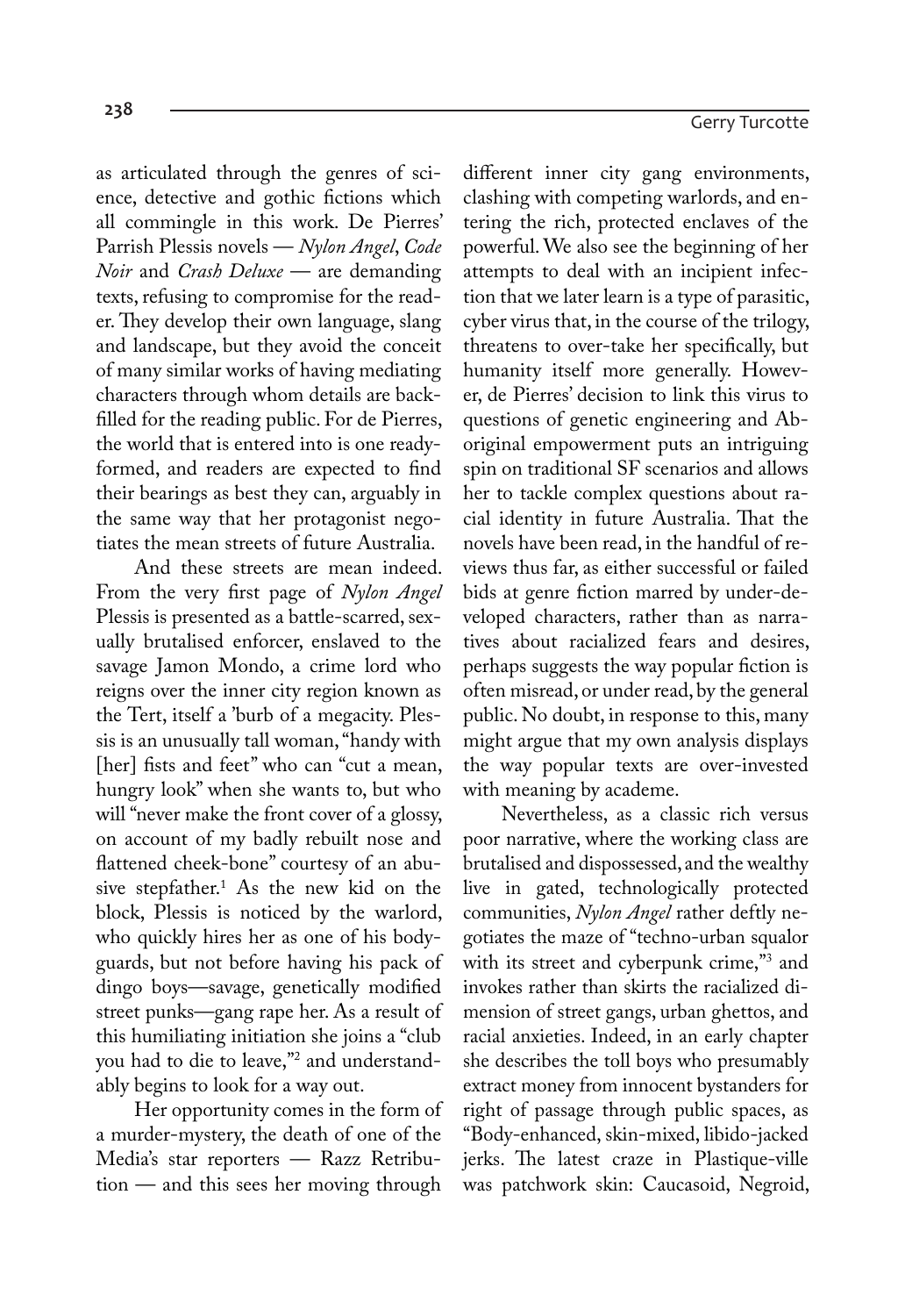as articulated through the genres of science, detective and gothic fictions which all commingle in this work. De Pierres' Parrish Plessis novels — *Nylon Angel*, *Code Noir* and *Crash Deluxe* — are demanding texts, refusing to compromise for the reader. They develop their own language, slang and landscape, but they avoid the conceit of many similar works of having mediating characters through whom details are backfilled for the reading public. For de Pierres, the world that is entered into is one ready-formed, and readers are expected to find their bearings as best they can, arguably in the same way that her protagonist negotiates the mean streets of future Australia.

And these streets are mean indeed. From the very first page of *Nylon Angel* Plessis is presented as a battle-scarred, sexually brutalised enforcer, enslaved to the savage Jamon Mondo, a crime lord who reigns over the inner city region known as the Tert, itself a 'burb of a megacity. Plessis is an unusually tall woman, "handy with [her] fists and feet" who can "cut a mean, hungry look" when she wants to, but who will "never make the front cover of a glossy, on account of my badly rebuilt nose and flattened cheek-bone" courtesy of an abusive stepfather.[1] As the new kid on the block, Plessis is noticed by the warlord, who quickly hires her as one of his bodyguards, but not before having his pack of dingo boys—savage, genetically modified street punks—gang rape her. As a result of this humiliating initiation she joins a "club you had to die to leave,"[2] and understandably begins to look for a way out.

Her opportunity comes in the form of a murder-mystery, the death of one of the Media's star reporters — Razz Retribution — and this sees her moving through different inner city gang environments, clashing with competing warlords, and entering the rich, protected enclaves of the powerful. We also see the beginning of her attempts to deal with an incipient infection that we later learn is a type of parasitic, cyber virus that, in the course of the trilogy, threatens to over-take her specifically, but humanity itself more generally. However, de Pierres' decision to link this virus to questions of genetic engineering and Aboriginal empowerment puts an intriguing spin on traditional SF scenarios and allows her to tackle complex questions about racial identity in future Australia. That the novels have been read, in the handful of reviews thus far, as either successful or failed bids at genre fiction marred by under-developed characters, rather than as narratives about racialized fears and desires, perhaps suggests the way popular fiction is often misread, or under read, by the general public. No doubt, in response to this, many might argue that my own analysis displays the way popular texts are over-invested with meaning by academe.

Nevertheless, as a classic rich versus poor narrative, where the working class are brutalised and dispossessed, and the wealthy live in gated, technologically protected communities, *Nylon Angel* rather deftly negotiates the maze of "techno-urban squalor with its street and cyberpunk crime,"[3] and invokes rather than skirts the racialized dimension of street gangs, urban ghettos, and racial anxieties. Indeed, in an early chapter she describes the toll boys who presumably extract money from innocent bystanders for right of passage through public spaces, as "Body-enhanced, skin-mixed, libido-jacked jerks. The latest craze in Plastique-ville was patchwork skin: Caucasoid, Negroid,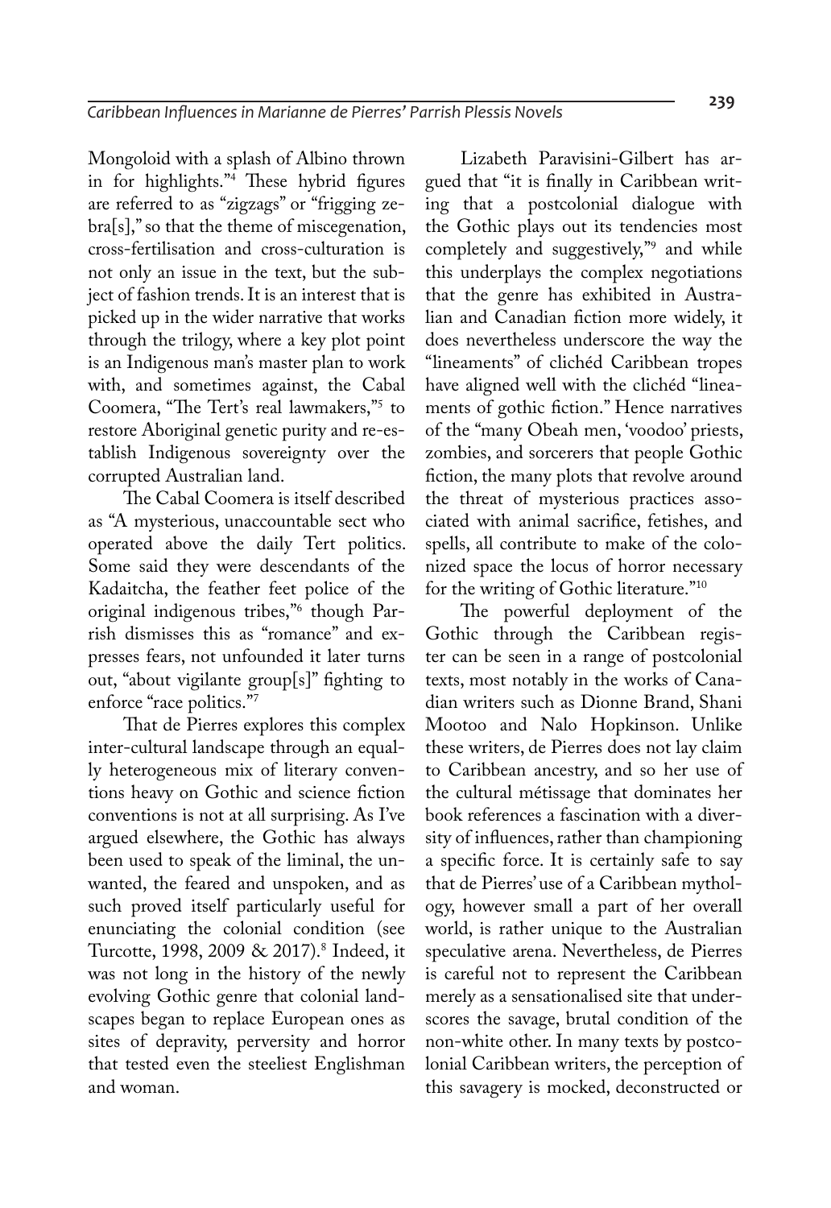Mongoloid with a splash of Albino thrown in for highlights."[4] These hybrid figures are referred to as "zigzags" or "frigging zebra[s]," so that the theme of miscegenation, cross-fertilisation and cross-culturation is not only an issue in the text, but the subject of fashion trends. It is an interest that is picked up in the wider narrative that works through the trilogy, where a key plot point is an Indigenous man's master plan to work with, and sometimes against, the Cabal Coomera, "The Tert's real lawmakers,"[5] to restore Aboriginal genetic purity and re-establish Indigenous sovereignty over the corrupted Australian land.

The Cabal Coomera is itself described as "A mysterious, unaccountable sect who operated above the daily Tert politics. Some said they were descendants of the Kadaitcha, the feather feet police of the original indigenous tribes,"[6] though Parrish dismisses this as "romance" and expresses fears, not unfounded it later turns out, "about vigilante group[s]" fighting to enforce "race politics."[7]

That de Pierres explores this complex inter-cultural landscape through an equally heterogeneous mix of literary conventions heavy on Gothic and science fiction conventions is not at all surprising. As I've argued elsewhere, the Gothic has always been used to speak of the liminal, the unwanted, the feared and unspoken, and as such proved itself particularly useful for enunciating the colonial condition (see Turcotte, 1998, 2009 & 2017).[8] Indeed, it was not long in the history of the newly evolving Gothic genre that colonial landscapes began to replace European ones as sites of depravity, perversity and horror that tested even the steeliest Englishman and woman.

Lizabeth Paravisini-Gilbert has argued that "it is finally in Caribbean writing that a postcolonial dialogue with the Gothic plays out its tendencies most completely and suggestively,"[9] and while this underplays the complex negotiations that the genre has exhibited in Australian and Canadian fiction more widely, it does nevertheless underscore the way the "lineaments" of clichéd Caribbean tropes have aligned well with the clichéd "lineaments of gothic fiction." Hence narratives of the "many Obeah men, 'voodoo' priests, zombies, and sorcerers that people Gothic fiction, the many plots that revolve around the threat of mysterious practices associated with animal sacrifice, fetishes, and spells, all contribute to make of the colonized space the locus of horror necessary for the writing of Gothic literature."[10]

The powerful deployment of the Gothic through the Caribbean register can be seen in a range of postcolonial texts, most notably in the works of Canadian writers such as Dionne Brand, Shani Mootoo and Nalo Hopkinson. Unlike these writers, de Pierres does not lay claim to Caribbean ancestry, and so her use of the cultural métissage that dominates her book references a fascination with a diversity of influences, rather than championing a specific force. It is certainly safe to say that de Pierres' use of a Caribbean mythology, however small a part of her overall world, is rather unique to the Australian speculative arena. Nevertheless, de Pierres is careful not to represent the Caribbean merely as a sensationalised site that underscores the savage, brutal condition of the non-white other. In many texts by postcolonial Caribbean writers, the perception of this savagery is mocked, deconstructed or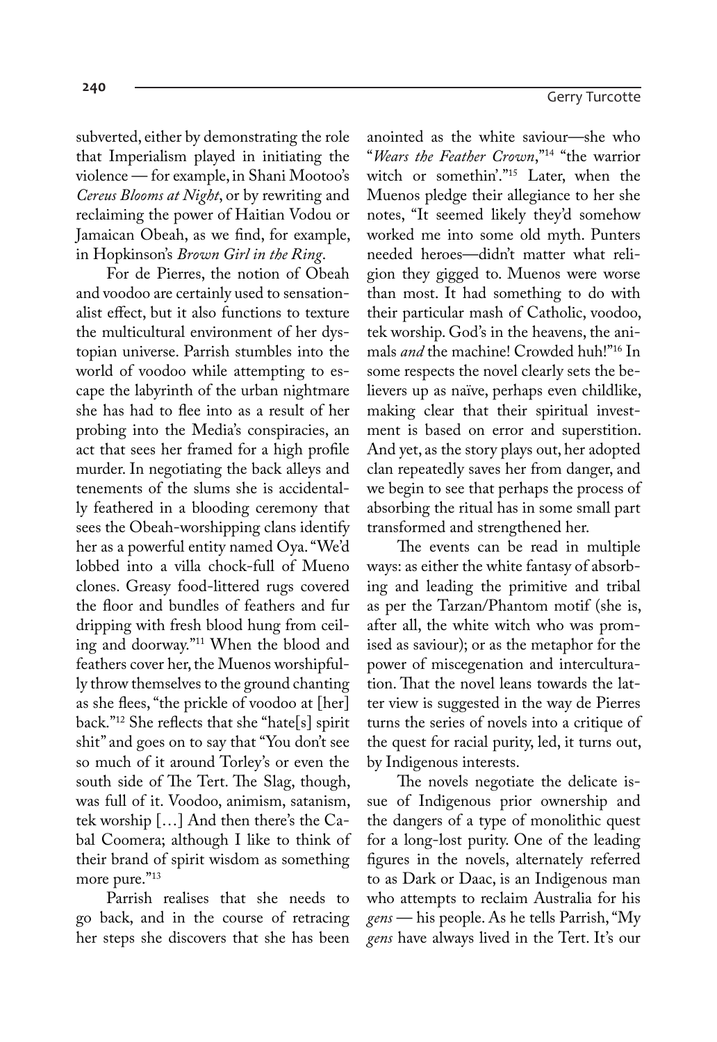subverted, either by demonstrating the role that Imperialism played in initiating the violence — for example, in Shani Mootoo's *Cereus Blooms at Night*, or by rewriting and reclaiming the power of Haitian Vodou or Jamaican Obeah, as we find, for example, in Hopkinson's *Brown Girl in the Ring*.

For de Pierres, the notion of Obeah and voodoo are certainly used to sensationalist effect, but it also functions to texture the multicultural environment of her dystopian universe. Parrish stumbles into the world of voodoo while attempting to escape the labyrinth of the urban nightmare she has had to flee into as a result of her probing into the Media's conspiracies, an act that sees her framed for a high profile murder. In negotiating the back alleys and tenements of the slums she is accidentally feathered in a blooding ceremony that sees the Obeah-worshipping clans identify her as a powerful entity named Oya. "We'd lobbed into a villa chock-full of Mueno clones. Greasy food-littered rugs covered the floor and bundles of feathers and fur dripping with fresh blood hung from ceiling and doorway."[11] When the blood and feathers cover her, the Muenos worshipfully throw themselves to the ground chanting as she flees, "the prickle of voodoo at [her] back."[12] She reflects that she "hate[s] spirit shit" and goes on to say that "You don't see so much of it around Torley's or even the south side of The Tert. The Slag, though, was full of it. Voodoo, animism, satanism, tek worship […] And then there's the Cabal Coomera; although I like to think of their brand of spirit wisdom as something more pure."[13]

Parrish realises that she needs to go back, and in the course of retracing her steps she discovers that she has been anointed as the white saviour—she who "*Wears the Feather Crown*,"[14] "the warrior witch or somethin'."[15] Later, when the Muenos pledge their allegiance to her she notes, "It seemed likely they'd somehow worked me into some old myth. Punters needed heroes—didn't matter what religion they gigged to. Muenos were worse than most. It had something to do with their particular mash of Catholic, voodoo, tek worship. God's in the heavens, the animals *and* the machine! Crowded huh!"[16] In some respects the novel clearly sets the believers up as naïve, perhaps even childlike, making clear that their spiritual investment is based on error and superstition. And yet, as the story plays out, her adopted clan repeatedly saves her from danger, and we begin to see that perhaps the process of absorbing the ritual has in some small part transformed and strengthened her.

The events can be read in multiple ways: as either the white fantasy of absorbing and leading the primitive and tribal as per the Tarzan/Phantom motif (she is, after all, the white witch who was promised as saviour); or as the metaphor for the power of miscegenation and interculturation. That the novel leans towards the latter view is suggested in the way de Pierres turns the series of novels into a critique of the quest for racial purity, led, it turns out, by Indigenous interests.

The novels negotiate the delicate issue of Indigenous prior ownership and the dangers of a type of monolithic quest for a long-lost purity. One of the leading figures in the novels, alternately referred to as Dark or Daac, is an Indigenous man who attempts to reclaim Australia for his *gens* — his people. As he tells Parrish, "My *gens* have always lived in the Tert. It's our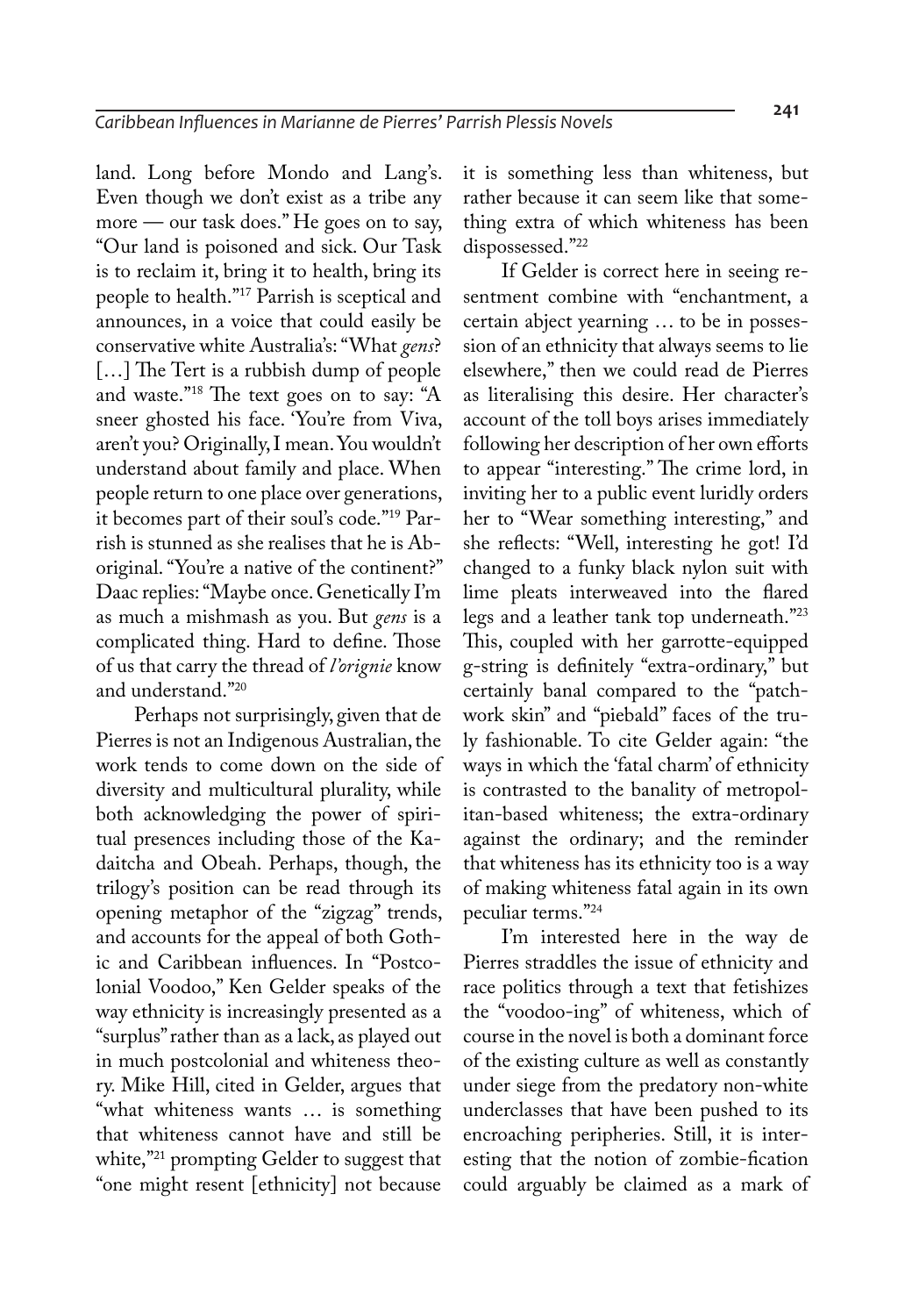land. Long before Mondo and Lang's. Even though we don't exist as a tribe any more — our task does." He goes on to say, "Our land is poisoned and sick. Our Task is to reclaim it, bring it to health, bring its people to health."[17] Parrish is sceptical and announces, in a voice that could easily be conservative white Australia's: "What *gens*? [...] The Tert is a rubbish dump of people and waste."[18] The text goes on to say: "A sneer ghosted his face. 'You're from Viva, aren't you? Originally, I mean. You wouldn't understand about family and place. When people return to one place over generations, it becomes part of their soul's code."[19] Parrish is stunned as she realises that he is Aboriginal. "You're a native of the continent?" Daac replies: "Maybe once. Genetically I'm as much a mishmash as you. But *gens* is a complicated thing. Hard to define. Those of us that carry the thread of *l'orignie* know and understand."[20]

Perhaps not surprisingly, given that de Pierres is not an Indigenous Australian, the work tends to come down on the side of diversity and multicultural plurality, while both acknowledging the power of spiritual presences including those of the Kadaitcha and Obeah. Perhaps, though, the trilogy's position can be read through its opening metaphor of the "zigzag" trends, and accounts for the appeal of both Gothic and Caribbean influences. In "Postcolonial Voodoo," Ken Gelder speaks of the way ethnicity is increasingly presented as a "surplus" rather than as a lack, as played out in much postcolonial and whiteness theory. Mike Hill, cited in Gelder, argues that "what whiteness wants … is something that whiteness cannot have and still be white,"[21] prompting Gelder to suggest that "one might resent [ethnicity] not because it is something less than whiteness, but rather because it can seem like that something extra of which whiteness has been dispossessed."[22]

If Gelder is correct here in seeing resentment combine with "enchantment, a certain abject yearning … to be in possession of an ethnicity that always seems to lie elsewhere," then we could read de Pierres as literalising this desire. Her character's account of the toll boys arises immediately following her description of her own efforts to appear "interesting." The crime lord, in inviting her to a public event luridly orders her to "Wear something interesting," and she reflects: "Well, interesting he got! I'd changed to a funky black nylon suit with lime pleats interweaved into the flared legs and a leather tank top underneath."[23] This, coupled with her garrotte-equipped g-string is definitely "extra-ordinary," but certainly banal compared to the "patchwork skin" and "piebald" faces of the truly fashionable. To cite Gelder again: "the ways in which the 'fatal charm' of ethnicity is contrasted to the banality of metropolitan-based whiteness; the extra-ordinary against the ordinary; and the reminder that whiteness has its ethnicity too is a way of making whiteness fatal again in its own peculiar terms."[24]

I'm interested here in the way de Pierres straddles the issue of ethnicity and race politics through a text that fetishizes the "voodoo-ing" of whiteness, which of course in the novel is both a dominant force of the existing culture as well as constantly under siege from the predatory non-white underclasses that have been pushed to its encroaching peripheries. Still, it is interesting that the notion of zombie-fication could arguably be claimed as a mark of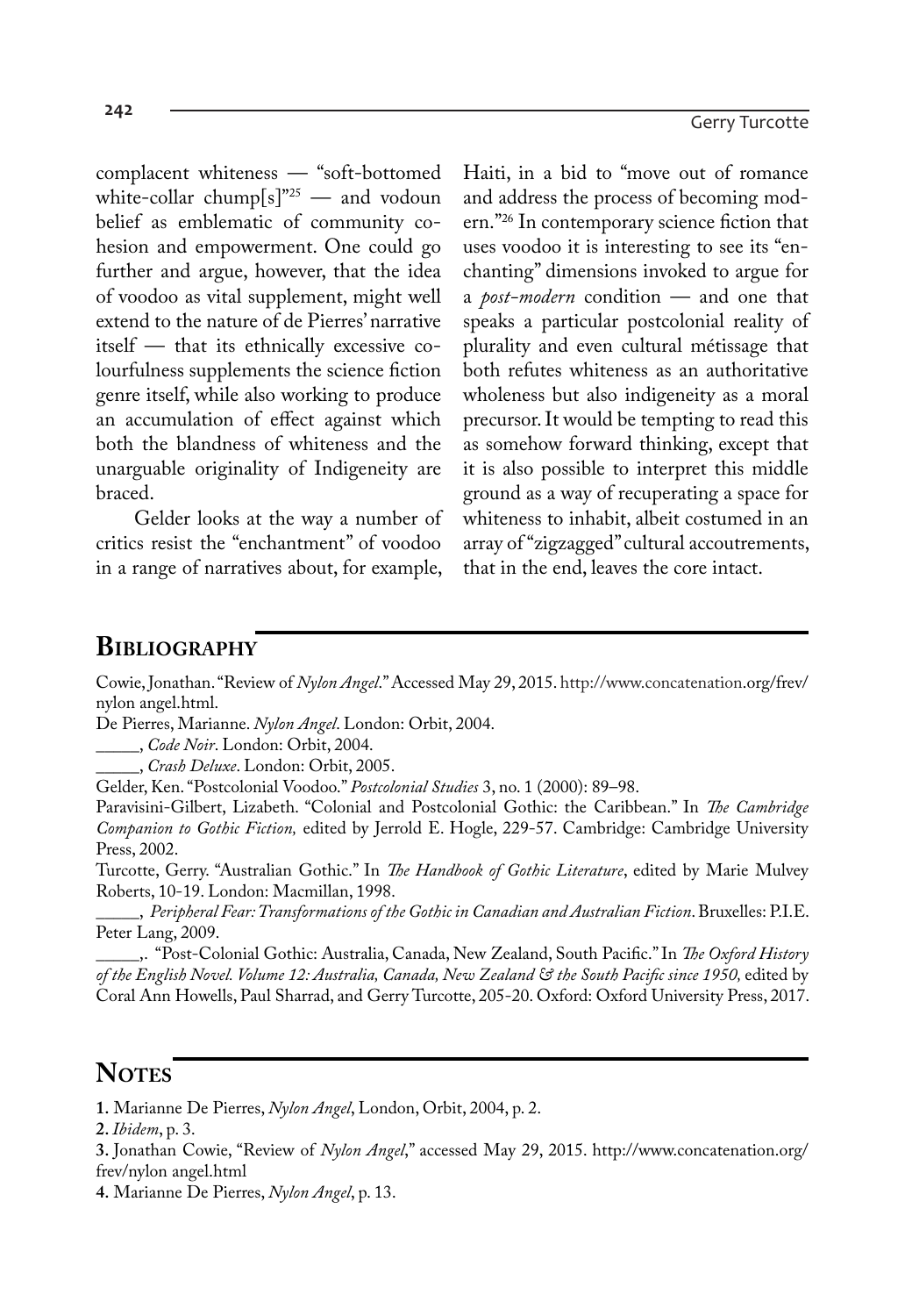complacent whiteness — "soft-bottomed white-collar chump[s]"[25] — and vodoun belief as emblematic of community cohesion and empowerment. One could go further and argue, however, that the idea of voodoo as vital supplement, might well extend to the nature of de Pierres' narrative itself — that its ethnically excessive colourfulness supplements the science fiction genre itself, while also working to produce an accumulation of effect against which both the blandness of whiteness and the unarguable originality of Indigeneity are braced.

Gelder looks at the way a number of critics resist the "enchantment" of voodoo in a range of narratives about, for example, Haiti, in a bid to "move out of romance and address the process of becoming modern."[26] In contemporary science fiction that uses voodoo it is interesting to see its "enchanting" dimensions invoked to argue for a *post-modern* condition — and one that speaks a particular postcolonial reality of plurality and even cultural métissage that both refutes whiteness as an authoritative wholeness but also indigeneity as a moral precursor. It would be tempting to read this as somehow forward thinking, except that it is also possible to interpret this middle ground as a way of recuperating a space for whiteness to inhabit, albeit costumed in an array of "zigzagged" cultural accoutrements, that in the end, leaves the core intact.

## Bibliography

Cowie, Jonathan. "Review of *Nylon Angel*." Accessed May 29, 2015. http://www.concatenation.org/frev/nylon angel.html.

De Pierres, Marianne. *Nylon Angel*. London: Orbit, 2004.

_____, *Code Noir*. London: Orbit, 2004.

_____, *Crash Deluxe*. London: Orbit, 2005.

Gelder, Ken. "Postcolonial Voodoo." *Postcolonial Studies* 3, no. 1 (2000): 89–98.

Paravisini-Gilbert, Lizabeth. "Colonial and Postcolonial Gothic: the Caribbean." In *The Cambridge Companion to Gothic Fiction,* edited by Jerrold E. Hogle, 229-57. Cambridge: Cambridge University Press, 2002.

Turcotte, Gerry. "Australian Gothic." In *The Handbook of Gothic Literature*, edited by Marie Mulvey Roberts, 10-19. London: Macmillan, 1998.

_____, *Peripheral Fear: Transformations of the Gothic in Canadian and Australian Fiction*. Bruxelles: P.I.E. Peter Lang, 2009.

_____,. "Post-Colonial Gothic: Australia, Canada, New Zealand, South Pacific." In *The Oxford History of the English Novel. Volume 12: Australia, Canada, New Zealand & the South Pacific since 1950,* edited by Coral Ann Howells, Paul Sharrad, and Gerry Turcotte, 205-20. Oxford: Oxford University Press, 2017.

## Notes

**1**. Marianne De Pierres, *Nylon Angel*, London, Orbit, 2004, p. 2.

**2**. *Ibidem*, p. 3.

**3**. Jonathan Cowie, "Review of *Nylon Angel*," accessed May 29, 2015. http://www.concatenation.org/frev/nylon angel.html

**4**. Marianne De Pierres, *Nylon Angel*, p. 13.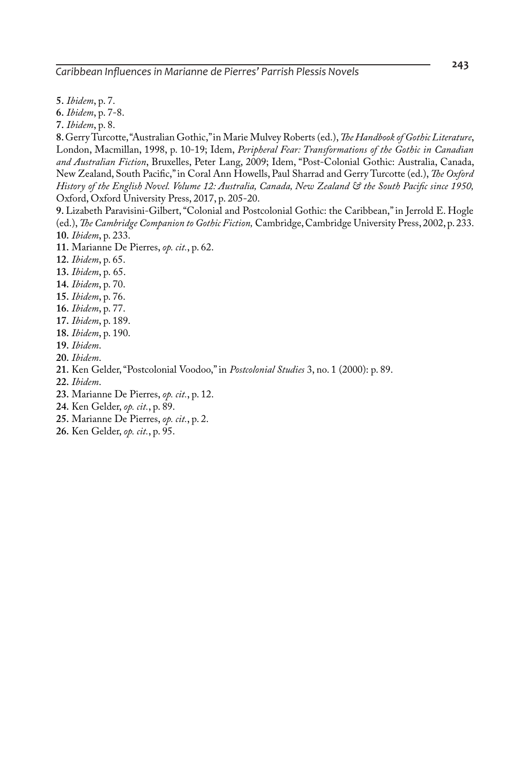**5.** *Ibidem*, p. 7.

**6.** *Ibidem*, p. 7-8.

**7.** *Ibidem*, p. 8.

**8.** Gerry Turcotte, "Australian Gothic," in Marie Mulvey Roberts (ed.), *The Handbook of Gothic Literature*, London, Macmillan, 1998, p. 10-19; Idem, *Peripheral Fear: Transformations of the Gothic in Canadian and Australian Fiction*, Bruxelles, Peter Lang, 2009; Idem, "Post-Colonial Gothic: Australia, Canada, New Zealand, South Pacific," in Coral Ann Howells, Paul Sharrad and Gerry Turcotte (ed.), *The Oxford History of the English Novel. Volume 12: Australia, Canada, New Zealand & the South Pacific since 1950,* Oxford, Oxford University Press, 2017, p. 205-20.

**9.** Lizabeth Paravisini-Gilbert, "Colonial and Postcolonial Gothic: the Caribbean," in Jerrold E. Hogle (ed.), *The Cambridge Companion to Gothic Fiction,* Cambridge, Cambridge University Press, 2002, p. 233.

**10.** *Ibidem*, p. 233.

**11.** Marianne De Pierres, *op. cit.*, p. 62.

**12.** *Ibidem*, p. 65.

**13.** *Ibidem*, p. 65.

**14.** *Ibidem*, p. 70.

**15.** *Ibidem*, p. 76.

**16.** *Ibidem*, p. 77.

**17.** *Ibidem*, p. 189.

**18.** *Ibidem*, p. 190.

**19.** *Ibidem*.

**20.** *Ibidem*.

**21.** Ken Gelder, "Postcolonial Voodoo," in *Postcolonial Studies* 3, no. 1 (2000): p. 89.

**22.** *Ibidem*.

**23.** Marianne De Pierres, *op. cit.*, p. 12.

**24.** Ken Gelder, *op. cit.*, p. 89.

**25.** Marianne De Pierres, *op. cit.*, p. 2.

**26.** Ken Gelder, *op. cit.*, p. 95.